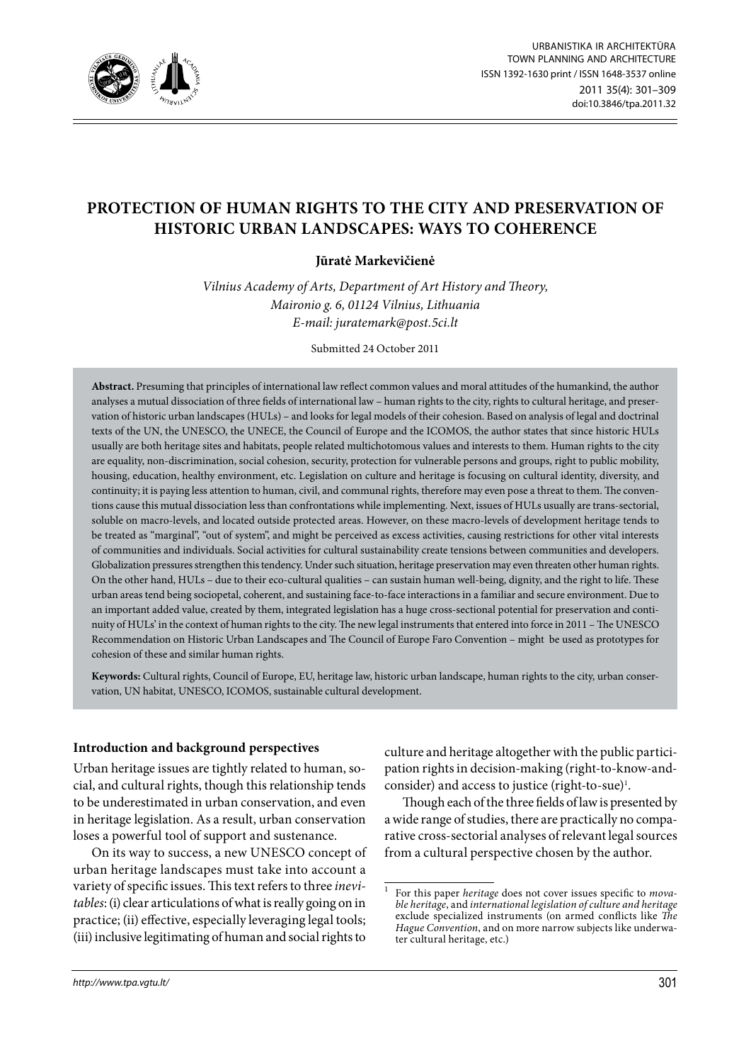# PROTECTION OF HUMAN RIGHTS TO THE CITY AND PRESERVATION OF HISTORIC URBAN LANDSCAPES: WAYS TO COHERENCE

**Jūratė Markevičienė**

*Vilnius Academy of Arts, Department of Art History and Theory, Maironio g. 6, 01124 Vilnius, Lithuania*
*E-mail: juratemark@post.5ci.lt*

Submitted 24 October 2011

**Abstract.** Presuming that principles of international law reflect common values and moral attitudes of the humankind, the author analyses a mutual dissociation of three fields of international law – human rights to the city, rights to cultural heritage, and preservation of historic urban landscapes (HULs) – and looks for legal models of their cohesion. Based on analysis of legal and doctrinal texts of the UN, the UNESCO, the UNECE, the Council of Europe and the ICOMOS, the author states that since historic HULs usually are both heritage sites and habitats, people related multichotomous values and interests to them. Human rights to the city are equality, non-discrimination, social cohesion, security, protection for vulnerable persons and groups, right to public mobility, housing, education, healthy environment, etc. Legislation on culture and heritage is focusing on cultural identity, diversity, and continuity; it is paying less attention to human, civil, and communal rights, therefore may even pose a threat to them. The conventions cause this mutual dissociation less than confrontations while implementing. Next, issues of HULs usually are trans-sectorial, soluble on macro-levels, and located outside protected areas. However, on these macro-levels of development heritage tends to be treated as "marginal", "out of system", and might be perceived as excess activities, causing restrictions for other vital interests of communities and individuals. Social activities for cultural sustainability create tensions between communities and developers. Globalization pressures strengthen this tendency. Under such situation, heritage preservation may even threaten other human rights. On the other hand, HULs – due to their eco-cultural qualities – can sustain human well-being, dignity, and the right to life. These urban areas tend being sociopetal, coherent, and sustaining face-to-face interactions in a familiar and secure environment. Due to an important added value, created by them, integrated legislation has a huge cross-sectional potential for preservation and continuity of HULs' in the context of human rights to the city. The new legal instruments that entered into force in 2011 – The UNESCO Recommendation on Historic Urban Landscapes and The Council of Europe Faro Convention – might be used as prototypes for cohesion of these and similar human rights.

**Keywords:** Cultural rights, Council of Europe, EU, heritage law, historic urban landscape, human rights to the city, urban conservation, UN habitat, UNESCO, ICOMOS, sustainable cultural development.

## Introduction and background perspectives

Urban heritage issues are tightly related to human, social, and cultural rights, though this relationship tends to be underestimated in urban conservation, and even in heritage legislation. As a result, urban conservation loses a powerful tool of support and sustenance.

On its way to success, a new UNESCO concept of urban heritage landscapes must take into account a variety of specific issues. This text refers to three *inevitables*: (i) clear articulations of what is really going on in practice; (ii) effective, especially leveraging legal tools; (iii) inclusive legitimating of human and social rights to culture and heritage altogether with the public participation rights in decision-making (right-to-know-and-consider) and access to justice (right-to-sue)[1].

Though each of the three fields of law is presented by a wide range of studies, there are practically no comparative cross-sectorial analyses of relevant legal sources from a cultural perspective chosen by the author.

[1] For this paper *heritage* does not cover issues specific to *movable heritage*, and *international legislation of culture and heritage* exclude specialized instruments (on armed conflicts like *The Hague Convention*, and on more narrow subjects like underwater cultural heritage, etc.)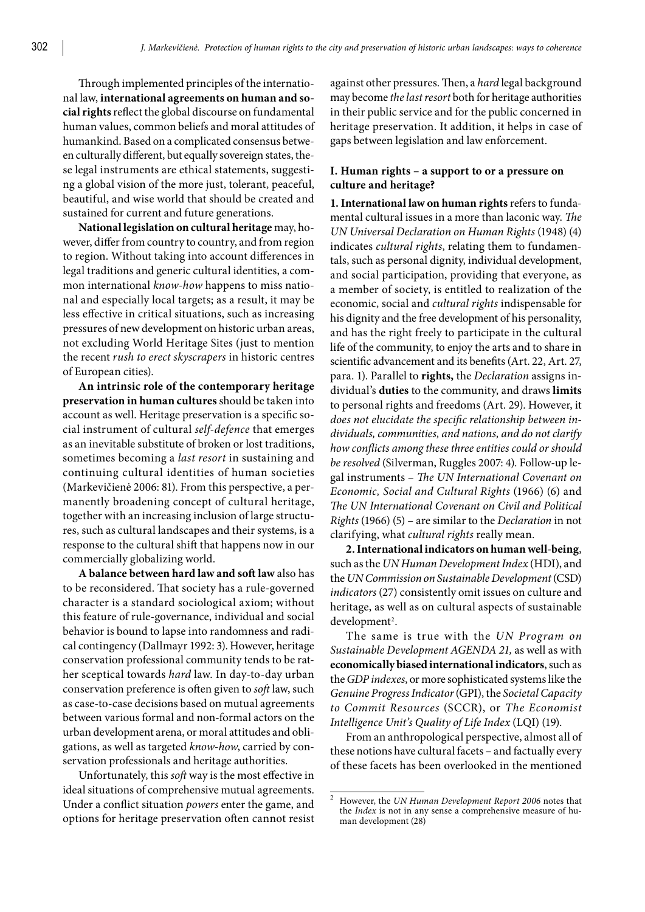Through implemented principles of the international law, **international agreements on human and social rights** reflect the global discourse on fundamental human values, common beliefs and moral attitudes of humankind. Based on a complicated consensus between culturally different, but equally sovereign states, these legal instruments are ethical statements, suggesting a global vision of the more just, tolerant, peaceful, beautiful, and wise world that should be created and sustained for current and future generations.

**National legislation on cultural heritage** may, however, differ from country to country, and from region to region. Without taking into account differences in legal traditions and generic cultural identities, a common international *know-how* happens to miss national and especially local targets; as a result, it may be less effective in critical situations, such as increasing pressures of new development on historic urban areas, not excluding World Heritage Sites (just to mention the recent *rush to erect skyscrapers* in historic centres of European cities).

**An intrinsic role of the contemporary heritage preservation in human cultures** should be taken into account as well. Heritage preservation is a specific social instrument of cultural *self-defence* that emerges as an inevitable substitute of broken or lost traditions, sometimes becoming a *last resort* in sustaining and continuing cultural identities of human societies (Markevičienė 2006: 81). From this perspective, a permanently broadening concept of cultural heritage, together with an increasing inclusion of large structures, such as cultural landscapes and their systems, is a response to the cultural shift that happens now in our commercially globalizing world.

**A balance between hard law and soft law** also has to be reconsidered. That society has a rule-governed character is a standard sociological axiom; without this feature of rule-governance, individual and social behavior is bound to lapse into randomness and radical contingency (Dallmayr 1992: 3). However, heritage conservation professional community tends to be rather sceptical towards *hard* law. In day-to-day urban conservation preference is often given to *soft* law, such as case-to-case decisions based on mutual agreements between various formal and non-formal actors on the urban development arena, or moral attitudes and obligations, as well as targeted *know-how*, carried by conservation professionals and heritage authorities.

Unfortunately, this *soft* way is the most effective in ideal situations of comprehensive mutual agreements. Under a conflict situation *powers* enter the game, and options for heritage preservation often cannot resist against other pressures. Then, a *hard* legal background may become *the last resort* both for heritage authorities in their public service and for the public concerned in heritage preservation. It addition, it helps in case of gaps between legislation and law enforcement.

## I. Human rights – a support to or a pressure on culture and heritage?

**1. International law on human rights** refers to fundamental cultural issues in a more than laconic way. *The UN Universal Declaration on Human Rights* (1948) (4) indicates *cultural rights*, relating them to fundamentals, such as personal dignity, individual development, and social participation, providing that everyone, as a member of society, is entitled to realization of the economic, social and *cultural rights* indispensable for his dignity and the free development of his personality, and has the right freely to participate in the cultural life of the community, to enjoy the arts and to share in scientific advancement and its benefits (Art. 22, Art. 27, para. 1). Parallel to **rights,** the *Declaration* assigns individual's **duties** to the community, and draws **limits** to personal rights and freedoms (Art. 29). However, it *does not elucidate the specific relationship between individuals, communities, and nations, and do not clarify how conflicts among these three entities could or should be resolved* (Silverman, Ruggles 2007: 4). Follow-up legal instruments – *The UN International Covenant on Economic, Social and Cultural Rights* (1966) (6) and *The UN International Covenant on Civil and Political Rights* (1966) (5) – are similar to the *Declaration* in not clarifying, what *cultural rights* really mean.

**2. International indicators on human well-being**, such as the *UN Human Development Index* (HDI), and the *UN Commission on Sustainable Development* (CSD) *indicators* (27) consistently omit issues on culture and heritage, as well as on cultural aspects of sustainable development[2].

The same is true with the *UN Program on Sustainable Development AGENDA 21,* as well as with **economically biased international indicators**, such as the *GDP indexes*, or more sophisticated systems like the *Genuine Progress Indicator* (GPI), the *Societal Capacity to Commit Resources* (SCCR), or *The Economist Intelligence Unit's Quality of Life Index* (LQI) (19).

From an anthropological perspective, almost all of these notions have cultural facets – and factually every of these facets has been overlooked in the mentioned

---

[2] However, the *UN Human Development Report 2006* notes that the *Index* is not in any sense a comprehensive measure of human development (28)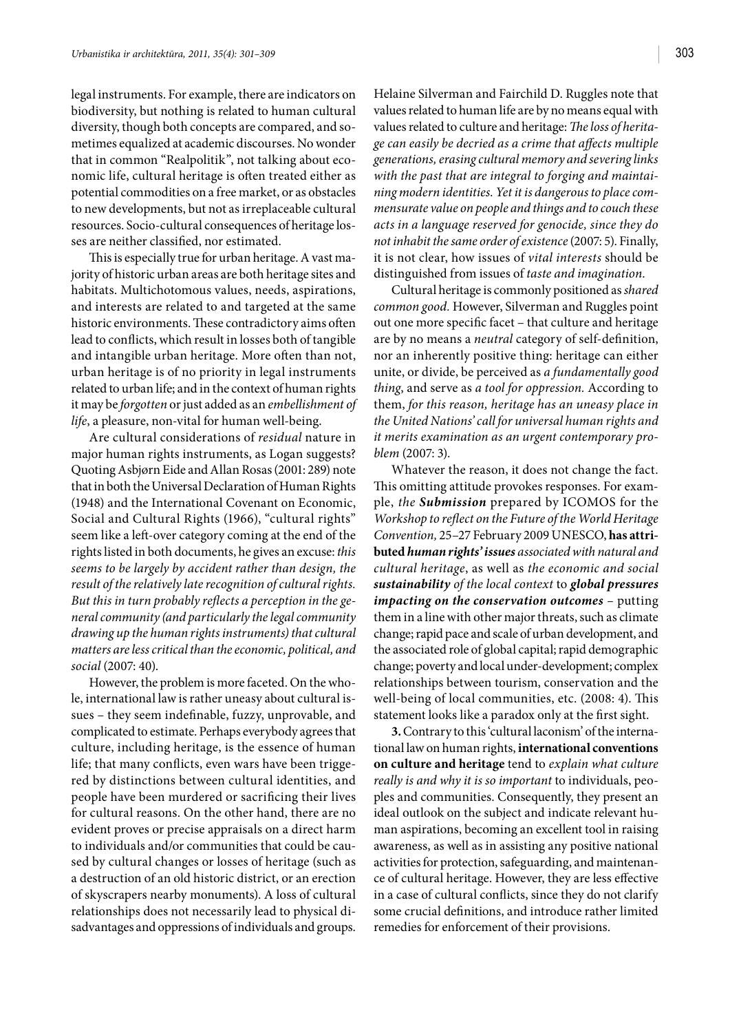legal instruments. For example, there are indicators on biodiversity, but nothing is related to human cultural diversity, though both concepts are compared, and sometimes equalized at academic discourses. No wonder that in common "Realpolitik", not talking about economic life, cultural heritage is often treated either as potential commodities on a free market, or as obstacles to new developments, but not as irreplaceable cultural resources. Socio-cultural consequences of heritage losses are neither classified, nor estimated.

This is especially true for urban heritage. A vast majority of historic urban areas are both heritage sites and habitats. Multichotomous values, needs, aspirations, and interests are related to and targeted at the same historic environments. These contradictory aims often lead to conflicts, which result in losses both of tangible and intangible urban heritage. More often than not, urban heritage is of no priority in legal instruments related to urban life; and in the context of human rights it may be *forgotten* or just added as an *embellishment of life*, a pleasure, non-vital for human well-being.

Are cultural considerations of *residual* nature in major human rights instruments, as Logan suggests? Quoting Asbjørn Eide and Allan Rosas (2001: 289) note that in both the Universal Declaration of Human Rights (1948) and the International Covenant on Economic, Social and Cultural Rights (1966), "cultural rights" seem like a left-over category coming at the end of the rights listed in both documents, he gives an excuse: *this seems to be largely by accident rather than design, the result of the relatively late recognition of cultural rights. But this in turn probably reflects a perception in the general community (and particularly the legal community drawing up the human rights instruments) that cultural matters are less critical than the economic, political, and social* (2007: 40).

However, the problem is more faceted. On the whole, international law is rather uneasy about cultural issues – they seem indefinable, fuzzy, unprovable, and complicated to estimate. Perhaps everybody agrees that culture, including heritage, is the essence of human life; that many conflicts, even wars have been triggered by distinctions between cultural identities, and people have been murdered or sacrificing their lives for cultural reasons. On the other hand, there are no evident proves or precise appraisals on a direct harm to individuals and/or communities that could be caused by cultural changes or losses of heritage (such as a destruction of an old historic district, or an erection of skyscrapers nearby monuments). A loss of cultural relationships does not necessarily lead to physical disadvantages and oppressions of individuals and groups. Helaine Silverman and Fairchild D. Ruggles note that values related to human life are by no means equal with values related to culture and heritage: *The loss of heritage can easily be decried as a crime that affects multiple generations, erasing cultural memory and severing links with the past that are integral to forging and maintaining modern identities. Yet it is dangerous to place commensurate value on people and things and to couch these acts in a language reserved for genocide, since they do not inhabit the same order of existence* (2007: 5). Finally, it is not clear, how issues of *vital interests* should be distinguished from issues of *taste and imagination*.

Cultural heritage is commonly positioned as *shared common good*. However, Silverman and Ruggles point out one more specific facet – that culture and heritage are by no means a *neutral* category of self-definition, nor an inherently positive thing: heritage can either unite, or divide, be perceived as *a fundamentally good thing*, and serve as *a tool for oppression.* According to them, *for this reason, heritage has an uneasy place in the United Nations' call for universal human rights and it merits examination as an urgent contemporary problem* (2007: 3).

Whatever the reason, it does not change the fact. This omitting attitude provokes responses. For example, *the **Submission*** prepared by ICOMOS for the *Workshop to reflect on the Future of the World Heritage Convention,* 25–27 February 2009 UNESCO, **has attributed** ***human rights' issues*** *associated with natural and cultural heritage*, as well as *the economic and social* ***sustainability*** *of the local context* to ***global pressures impacting on the conservation outcomes*** – putting them in a line with other major threats, such as climate change; rapid pace and scale of urban development, and the associated role of global capital; rapid demographic change; poverty and local under-development; complex relationships between tourism, conservation and the well-being of local communities, etc. (2008: 4). This statement looks like a paradox only at the first sight.

**3.** Contrary to this 'cultural laconism' of the international law on human rights, **international conventions on culture and heritage** tend to *explain what culture really is and why it is so important* to individuals, peoples and communities. Consequently, they present an ideal outlook on the subject and indicate relevant human aspirations, becoming an excellent tool in raising awareness, as well as in assisting any positive national activities for protection, safeguarding, and maintenance of cultural heritage. However, they are less effective in a case of cultural conflicts, since they do not clarify some crucial definitions, and introduce rather limited remedies for enforcement of their provisions.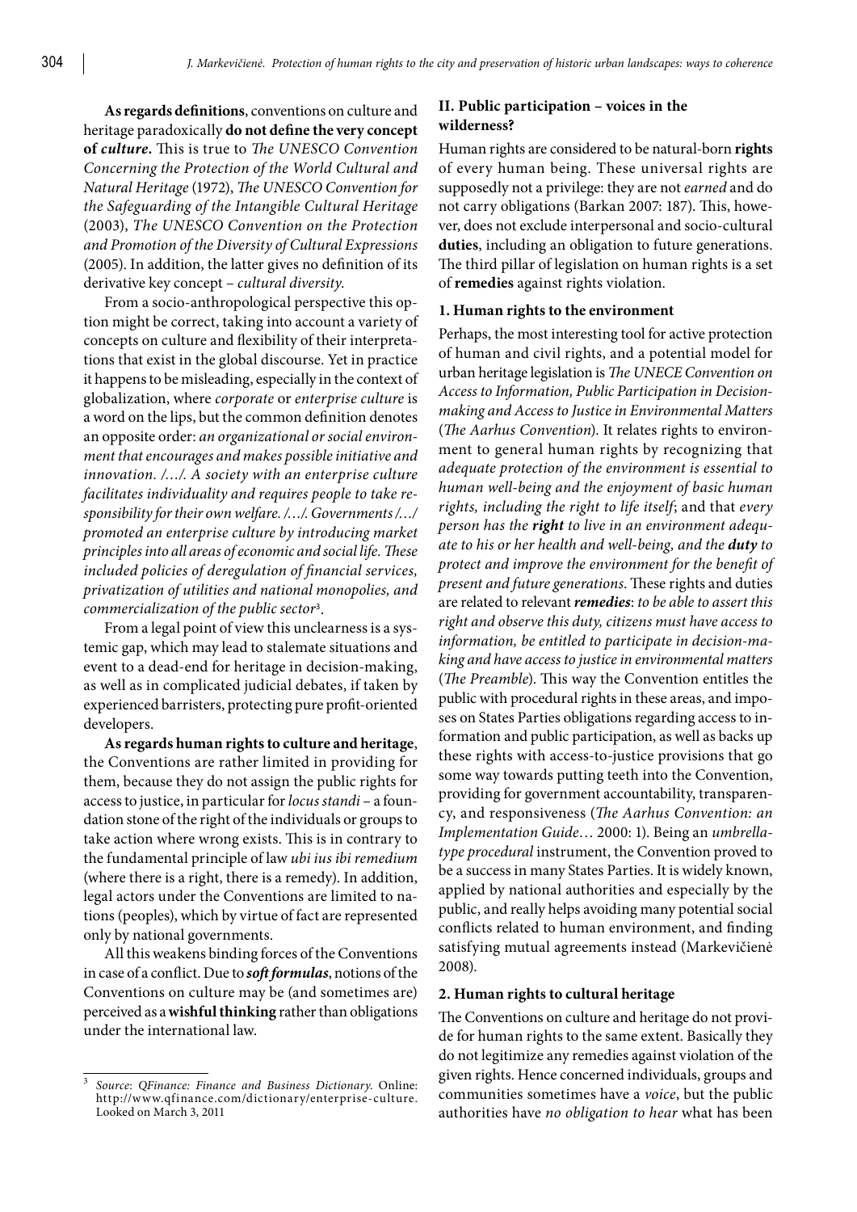**As regards definitions**, conventions on culture and heritage paradoxically **do not define the very concept of *culture*.** This is true to *The UNESCO Convention Concerning the Protection of the World Cultural and Natural Heritage* (1972), *The UNESCO Convention for the Safeguarding of the Intangible Cultural Heritage* (2003), *The UNESCO Convention on the Protection and Promotion of the Diversity of Cultural Expressions* (2005). In addition, the latter gives no definition of its derivative key concept – *cultural diversity*.

From a socio-anthropological perspective this option might be correct, taking into account a variety of concepts on culture and flexibility of their interpretations that exist in the global discourse. Yet in practice it happens to be misleading, especially in the context of globalization, where *corporate* or *enterprise culture* is a word on the lips, but the common definition denotes an opposite order: *an organizational or social environment that encourages and makes possible initiative and innovation. /…/. A society with an enterprise culture facilitates individuality and requires people to take responsibility for their own welfare. /…/. Governments /…/ promoted an enterprise culture by introducing market principles into all areas of economic and social life. These included policies of deregulation of financial services, privatization of utilities and national monopolies, and commercialization of the public sector*[3].

From a legal point of view this unclearness is a systemic gap, which may lead to stalemate situations and event to a dead-end for heritage in decision-making, as well as in complicated judicial debates, if taken by experienced barristers, protecting pure profit-oriented developers.

**As regards human rights to culture and heritage**, the Conventions are rather limited in providing for them, because they do not assign the public rights for access to justice, in particular for *locus standi* – a foundation stone of the right of the individuals or groups to take action where wrong exists. This is in contrary to the fundamental principle of law *ubi ius ibi remedium* (where there is a right, there is a remedy). In addition, legal actors under the Conventions are limited to nations (peoples), which by virtue of fact are represented only by national governments.

All this weakens binding forces of the Conventions in case of a conflict. Due to ***soft formulas***, notions of the Conventions on culture may be (and sometimes are) perceived as a **wishful thinking** rather than obligations under the international law.

## II. Public participation – voices in the wilderness?

Human rights are considered to be natural-born **rights** of every human being. These universal rights are supposedly not a privilege: they are not *earned* and do not carry obligations (Barkan 2007: 187). This, however, does not exclude interpersonal and socio-cultural **duties**, including an obligation to future generations. The third pillar of legislation on human rights is a set of **remedies** against rights violation.

### 1. Human rights to the environment

Perhaps, the most interesting tool for active protection of human and civil rights, and a potential model for urban heritage legislation is *The UNECE Convention on Access to Information, Public Participation in Decision-making and Access to Justice in Environmental Matters* (*The Aarhus Convention*). It relates rights to environment to general human rights by recognizing that *adequate protection of the environment is essential to human well-being and the enjoyment of basic human rights, including the right to life itself*; and that *every person has the **right** to live in an environment adequate to his or her health and well-being, and the **duty** to protect and improve the environment for the benefit of present and future generations*. These rights and duties are related to relevant ***remedies***: *to be able to assert this right and observe this duty, citizens must have access to information, be entitled to participate in decision-making and have access to justice in environmental matters* (*The Preamble*). This way the Convention entitles the public with procedural rights in these areas, and imposes on States Parties obligations regarding access to information and public participation, as well as backs up these rights with access-to-justice provisions that go some way towards putting teeth into the Convention, providing for government accountability, transparency, and responsiveness (*The Aarhus Convention: an Implementation Guide*… 2000: 1). Being an *umbrella-type procedural* instrument, the Convention proved to be a success in many States Parties. It is widely known, applied by national authorities and especially by the public, and really helps avoiding many potential social conflicts related to human environment, and finding satisfying mutual agreements instead (Markevičienė 2008).

### 2. Human rights to cultural heritage

The Conventions on culture and heritage do not provide for human rights to the same extent. Basically they do not legitimize any remedies against violation of the given rights. Hence concerned individuals, groups and communities sometimes have a *voice*, but the public authorities have *no obligation to hear* what has been

[3] *Source*: *QFinance: Finance and Business Dictionary*. Online: http://www.qfinance.com/dictionary/enterprise-culture. Looked on March 3, 2011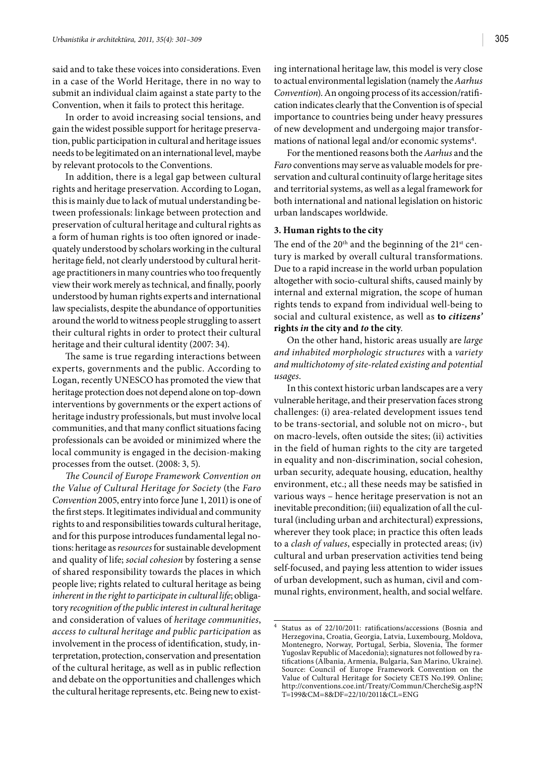said and to take these voices into considerations. Even in a case of the World Heritage, there in no way to submit an individual claim against a state party to the Convention, when it fails to protect this heritage.

In order to avoid increasing social tensions, and gain the widest possible support for heritage preservation, public participation in cultural and heritage issues needs to be legitimated on an international level, maybe by relevant protocols to the Conventions.

In addition, there is a legal gap between cultural rights and heritage preservation. According to Logan, this is mainly due to lack of mutual understanding between professionals: linkage between protection and preservation of cultural heritage and cultural rights as a form of human rights is too often ignored or inadequately understood by scholars working in the cultural heritage field, not clearly understood by cultural heritage practitioners in many countries who too frequently view their work merely as technical, and finally, poorly understood by human rights experts and international law specialists, despite the abundance of opportunities around the world to witness people struggling to assert their cultural rights in order to protect their cultural heritage and their cultural identity (2007: 34).

The same is true regarding interactions between experts, governments and the public. According to Logan, recently UNESCO has promoted the view that heritage protection does not depend alone on top-down interventions by governments or the expert actions of heritage industry professionals, but must involve local communities, and that many conflict situations facing professionals can be avoided or minimized where the local community is engaged in the decision-making processes from the outset. (2008: 3, 5).

*The Council of Europe Framework Convention on the Value of Cultural Heritage for Society* (the *Faro Convention* 2005, entry into force June 1, 2011) is one of the first steps. It legitimates individual and community rights to and responsibilities towards cultural heritage, and for this purpose introduces fundamental legal notions: heritage as *resources* for sustainable development and quality of life; *social cohesion* by fostering a sense of shared responsibility towards the places in which people live; rights related to cultural heritage as being *inherent in the right to participate in cultural life*; obligatory *recognition of the public interest in cultural heritage* and consideration of values of *heritage communities*, *access to cultural heritage and public participation* as involvement in the process of identification, study, interpretation, protection, conservation and presentation of the cultural heritage, as well as in public reflection and debate on the opportunities and challenges which the cultural heritage represents, etc. Being new to existing international heritage law, this model is very close to actual environmental legislation (namely the *Aarhus Convention*). An ongoing process of its accession/ratification indicates clearly that the Convention is of special importance to countries being under heavy pressures of new development and undergoing major transformations of national legal and/or economic systems[4].

For the mentioned reasons both the *Aarhus* and the *Faro* conventions may serve as valuable models for preservation and cultural continuity of large heritage sites and territorial systems, as well as a legal framework for both international and national legislation on historic urban landscapes worldwide.

### 3. Human rights to the city

The end of the 20[th] and the beginning of the 21[st] century is marked by overall cultural transformations. Due to a rapid increase in the world urban population altogether with socio-cultural shifts, caused mainly by internal and external migration, the scope of human rights tends to expand from individual well-being to social and cultural existence, as well as **to *citizens'* rights *in* the city and *to* the city**.

On the other hand, historic areas usually are *large and inhabited morphologic structures* with a *variety and multichotomy of site-related existing and potential usages*.

In this context historic urban landscapes are a very vulnerable heritage, and their preservation faces strong challenges: (i) area-related development issues tend to be trans-sectorial, and soluble not on micro-, but on macro-levels, often outside the sites; (ii) activities in the field of human rights to the city are targeted in equality and non-discrimination, social cohesion, urban security, adequate housing, education, healthy environment, etc.; all these needs may be satisfied in various ways – hence heritage preservation is not an inevitable precondition; (iii) equalization of all the cultural (including urban and architectural) expressions, wherever they took place; in practice this often leads to a *clash of values*, especially in protected areas; (iv) cultural and urban preservation activities tend being self-focused, and paying less attention to wider issues of urban development, such as human, civil and communal rights, environment, health, and social welfare.

---

[4] Status as of 22/10/2011: ratifications/accessions (Bosnia and Herzegovina, Croatia, Georgia, Latvia, Luxembourg, Moldova, Montenegro, Norway, Portugal, Serbia, Slovenia, The former Yugoslav Republic of Macedonia); signatures not followed by ratifications (Albania, Armenia, Bulgaria, San Marino, Ukraine). Source: Council of Europe Framework Convention on the Value of Cultural Heritage for Society CETS No.199. Online; http://conventions.coe.int/Treaty/Commun/ChercheSig.asp?NT=199&CM=8&DF=22/10/2011&CL=ENG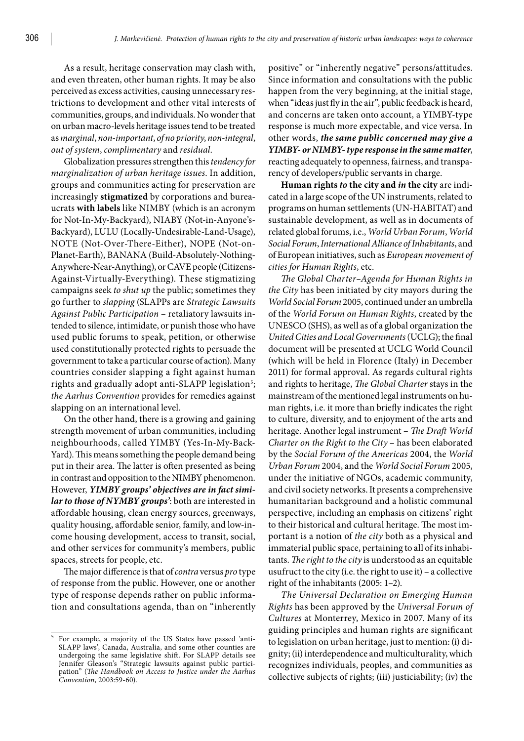As a result, heritage conservation may clash with, and even threaten, other human rights. It may be also perceived as excess activities, causing unnecessary restrictions to development and other vital interests of communities, groups, and individuals. No wonder that on urban macro-levels heritage issues tend to be treated as *marginal*, *non-important*, *of no priority*, *non-integral*, *out of system*, *complimentary* and *residual*.

Globalization pressures strengthen this *tendency for marginalization of urban heritage issues*. In addition, groups and communities acting for preservation are increasingly **stigmatized** by corporations and bureaucrats **with labels** like NIMBY (which is an acronym for Not-In-My-Backyard), NIABY (Not-in-Anyone's-Backyard), LULU (Locally-Undesirable-Land-Usage), NOTE (Not-Over-There-Either), NOPE (Not-on-Planet-Earth), BANANA (Build-Absolutely-Nothing-Anywhere-Near-Anything), or CAVE people (Citizens-Against-Virtually-Everything). These stigmatizing campaigns seek *to shut up* the public; sometimes they go further to *slapping* (SLAPPs are *Strategic Lawsuits Against Public Participation* – retaliatory lawsuits intended to silence, intimidate, or punish those who have used public forums to speak, petition, or otherwise used constitutionally protected rights to persuade the government to take a particular course of action). Many countries consider slapping a fight against human rights and gradually adopt anti-SLAPP legislation[5]; *the Aarhus Convention* provides for remedies against slapping on an international level.

On the other hand, there is a growing and gaining strength movement of urban communities, including neighbourhoods, called YIMBY (Yes-In-My-Back-Yard). This means something the people demand being put in their area. The latter is often presented as being in contrast and opposition to the NIMBY phenomenon. However, ***YIMBY groups' objectives are in fact similar to those of NYMBY groups'***: both are interested in affordable housing, clean energy sources, greenways, quality housing, affordable senior, family, and low-income housing development, access to transit, social, and other services for community's members, public spaces, streets for people, etc.

The major difference is that of *contra* versus *pro* type of response from the public. However, one or another type of response depends rather on public information and consultations agenda, than on "inherently positive" or "inherently negative" persons/attitudes. Since information and consultations with the public happen from the very beginning, at the initial stage, when "ideas just fly in the air", public feedback is heard, and concerns are taken onto account, a YIMBY-type response is much more expectable, and vice versa. In other words, ***the same public concerned may give a YIMBY- or NIMBY- type response in the same matter***, reacting adequately to openness, fairness, and transparency of developers/public servants in charge.

**Human rights *to* the city and *in* the city** are indicated in a large scope of the UN instruments, related to programs on human settlements (UN-HABITAT) and sustainable development, as well as in documents of related global forums, i.e., *World Urban Forum*, *World Social Forum*, *International Alliance of Inhabitants*, and of European initiatives, such as *European movement of cities for Human Rights*, etc.

*The Global Charter–Agenda for Human Rights in the City* has been initiated by city mayors during the *World Social Forum* 2005, continued under an umbrella of the *World Forum on Human Rights*, created by the UNESCO (SHS), as well as of a global organization the *United Cities and Local Governments* (UCLG); the final document will be presented at UCLG World Council (which will be held in Florence (Italy) in December 2011) for formal approval. As regards cultural rights and rights to heritage, *The Global Charter* stays in the mainstream of the mentioned legal instruments on human rights, i.e. it more than briefly indicates the right to culture, diversity, and to enjoyment of the arts and heritage. Another legal instrument – *The Draft World Charter on the Right to the City* – has been elaborated by the *Social Forum of the Americas* 2004, the *World Urban Forum* 2004, and the *World Social Forum* 2005, under the initiative of NGOs, academic community, and civil society networks. It presents a comprehensive humanitarian background and a holistic communal perspective, including an emphasis on citizens' right to their historical and cultural heritage. The most important is a notion of *the city* both as a physical and immaterial public space, pertaining to all of its inhabitants. *The right to the city* is understood as an equitable usufruct to the city (i.e. the right to use it) – a collective right of the inhabitants (2005: 1–2).

*The Universal Declaration on Emerging Human Rights* has been approved by the *Universal Forum of Cultures* at Monterrey, Mexico in 2007. Many of its guiding principles and human rights are significant to legislation on urban heritage, just to mention: (i) dignity; (ii) interdependence and multiculturality, which recognizes individuals, peoples, and communities as collective subjects of rights; (iii) justiciability; (iv) the

---

[5] For example, a majority of the US States have passed 'anti-SLAPP laws', Canada, Australia, and some other counties are undergoing the same legislative shift. For SLAPP details see Jennifer Gleason's "Strategic lawsuits against public participation" (*The Handbook on Access to Justice under the Aarhus Convention,* 2003:59-60).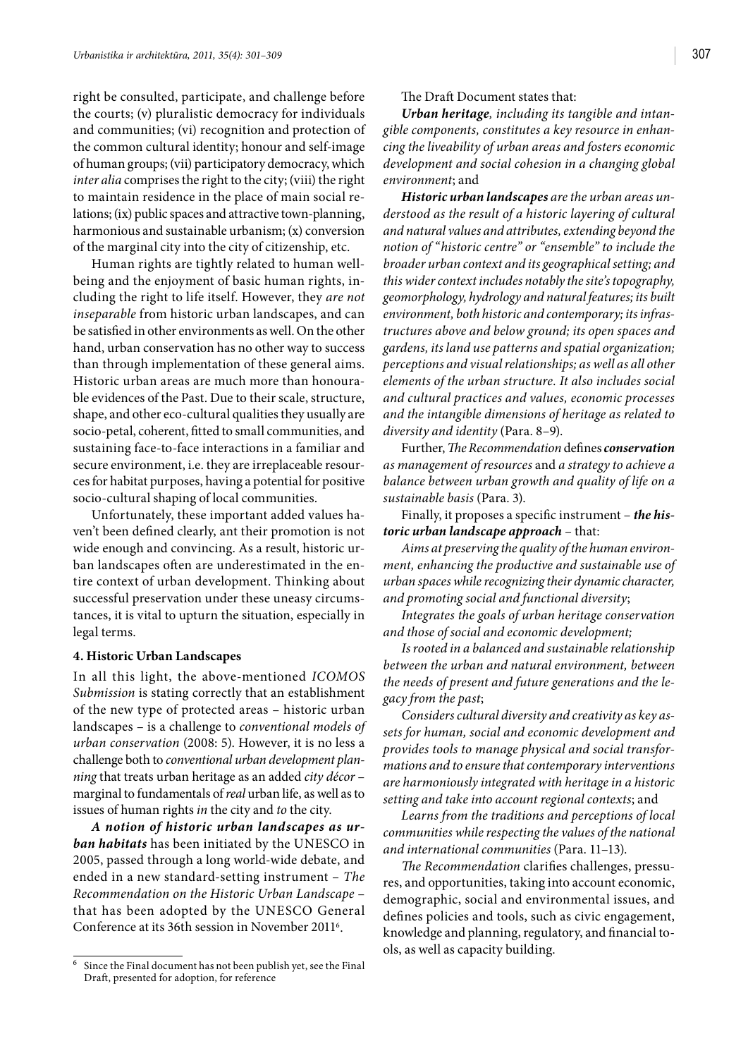right be consulted, participate, and challenge before the courts; (v) pluralistic democracy for individuals and communities; (vi) recognition and protection of the common cultural identity; honour and self-image of human groups; (vii) participatory democracy, which *inter alia* comprises the right to the city; (viii) the right to maintain residence in the place of main social relations; (ix) public spaces and attractive town-planning, harmonious and sustainable urbanism; (x) conversion of the marginal city into the city of citizenship, etc.

Human rights are tightly related to human well-being and the enjoyment of basic human rights, including the right to life itself. However, they *are not inseparable* from historic urban landscapes, and can be satisfied in other environments as well. On the other hand, urban conservation has no other way to success than through implementation of these general aims. Historic urban areas are much more than honourable evidences of the Past. Due to their scale, structure, shape, and other eco-cultural qualities they usually are socio-petal, coherent, fitted to small communities, and sustaining face-to-face interactions in a familiar and secure environment, i.e. they are irreplaceable resources for habitat purposes, having a potential for positive socio-cultural shaping of local communities.

Unfortunately, these important added values haven't been defined clearly, ant their promotion is not wide enough and convincing. As a result, historic urban landscapes often are underestimated in the entire context of urban development. Thinking about successful preservation under these uneasy circumstances, it is vital to upturn the situation, especially in legal terms.

## 4. Historic Urban Landscapes

In all this light, the above-mentioned *ICOMOS Submission* is stating correctly that an establishment of the new type of protected areas – historic urban landscapes – is a challenge to *conventional models of urban conservation* (2008: 5). However, it is no less a challenge both to *conventional urban development planning* that treats urban heritage as an added *city décor* – marginal to fundamentals of *real* urban life, as well as to issues of human rights *in* the city and *to* the city.

***A notion of historic urban landscapes as urban habitats*** has been initiated by the UNESCO in 2005, passed through a long world-wide debate, and ended in a new standard-setting instrument – *The Recommendation on the Historic Urban Landscape* – that has been adopted by the UNESCO General Conference at its 36th session in November 2011[6].

The Draft Document states that:

***Urban heritage****, including its tangible and intangible components, constitutes a key resource in enhancing the liveability of urban areas and fosters economic development and social cohesion in a changing global environment*; and

***Historic urban landscapes*** *are the urban areas understood as the result of a historic layering of cultural and natural values and attributes, extending beyond the notion of "historic centre" or "ensemble" to include the broader urban context and its geographical setting; and this wider context includes notably the site's topography, geomorphology, hydrology and natural features; its built environment, both historic and contemporary; its infrastructures above and below ground; its open spaces and gardens, its land use patterns and spatial organization; perceptions and visual relationships; as well as all other elements of the urban structure. It also includes social and cultural practices and values, economic processes and the intangible dimensions of heritage as related to diversity and identity* (Para. 8–9).

Further, *The Recommendation* defines ***conservation*** *as management of resources* and *a strategy to achieve a balance between urban growth and quality of life on a sustainable basis* (Para. 3).

Finally, it proposes a specific instrument – ***the historic urban landscape approach*** – that:

*Aims at preserving the quality of the human environment, enhancing the productive and sustainable use of urban spaces while recognizing their dynamic character, and promoting social and functional diversity*;

*Integrates the goals of urban heritage conservation and those of social and economic development;*

*Is rooted in a balanced and sustainable relationship between the urban and natural environment, between the needs of present and future generations and the legacy from the past*;

*Considers cultural diversity and creativity as key assets for human, social and economic development and provides tools to manage physical and social transformations and to ensure that contemporary interventions are harmoniously integrated with heritage in a historic setting and take into account regional contexts*; and

*Learns from the traditions and perceptions of local communities while respecting the values of the national and international communities* (Para. 11–13).

*The Recommendation* clarifies challenges, pressures, and opportunities, taking into account economic, demographic, social and environmental issues, and defines policies and tools, such as civic engagement, knowledge and planning, regulatory, and financial tools, as well as capacity building.

---

[6] Since the Final document has not been publish yet, see the Final Draft, presented for adoption, for reference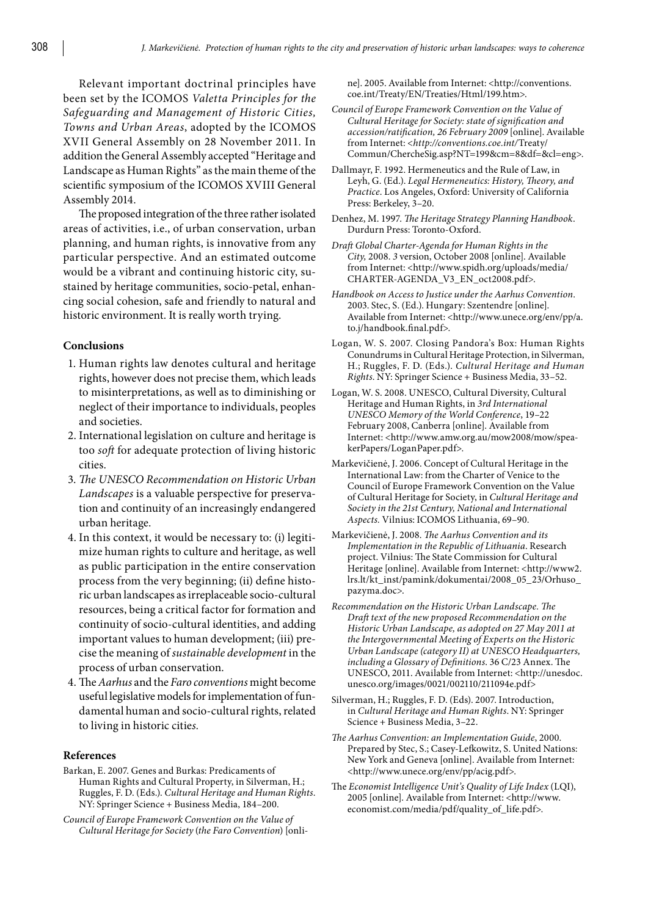Relevant important doctrinal principles have been set by the ICOMOS *Valetta Principles for the Safeguarding and Management of Historic Cities, Towns and Urban Areas*, adopted by the ICOMOS XVII General Assembly on 28 November 2011. In addition the General Assembly accepted "Heritage and Landscape as Human Rights" as the main theme of the scientific symposium of the ICOMOS XVIII General Assembly 2014.

The proposed integration of the three rather isolated areas of activities, i.e., of urban conservation, urban planning, and human rights, is innovative from any particular perspective. And an estimated outcome would be a vibrant and continuing historic city, sustained by heritage communities, socio-petal, enhancing social cohesion, safe and friendly to natural and historic environment. It is really worth trying.

## Conclusions

1. Human rights law denotes cultural and heritage rights, however does not precise them, which leads to misinterpretations, as well as to diminishing or neglect of their importance to individuals, peoples and societies.
2. International legislation on culture and heritage is too *soft* for adequate protection of living historic cities.
3. *The UNESCO Recommendation on Historic Urban Landscapes* is a valuable perspective for preservation and continuity of an increasingly endangered urban heritage.
4. In this context, it would be necessary to: (i) legitimize human rights to culture and heritage, as well as public participation in the entire conservation process from the very beginning; (ii) define historic urban landscapes as irreplaceable socio-cultural resources, being a critical factor for formation and continuity of socio-cultural identities, and adding important values to human development; (iii) precise the meaning of *sustainable development* in the process of urban conservation.
5. The *Aarhus* and the *Faro conventions* might become useful legislative models for implementation of fundamental human and socio-cultural rights, related to living in historic cities.

## References

Barkan, E. 2007. Genes and Burkas: Predicaments of Human Rights and Cultural Property, in Silverman, H.; Ruggles, F. D. (Eds.). *Cultural Heritage and Human Rights*. NY: Springer Science + Business Media, 184–200.

*Council of Europe Framework Convention on the Value of Cultural Heritage for Society* (*the Faro Convention*) [online]. 2005. Available from Internet: <http://conventions.coe.int/Treaty/EN/Treaties/Html/199.htm>.

*Council of Europe Framework Convention on the Value of Cultural Heritage for Society: state of signification and accession/ratification, 26 February 2009* [online]. Available from Internet: <*http://conventions.coe.int/*Treaty/Commun/ChercheSig.asp?NT=199&cm=8&df=&cl=eng>.

Dallmayr, F. 1992. Hermeneutics and the Rule of Law, in Leyh, G. (Ed.). *Legal Hermeneutics: History, Theory, and Practice*. Los Angeles, Oxford: University of California Press: Berkeley, 3–20.

Denhez, M. 1997. *The Heritage Strategy Planning Handbook*. Durdurn Press: Toronto-Oxford.

*Draft Global Charter-Agenda for Human Rights in the City*, 2008. *3* version, October 2008 [online]. Available from Internet: <http://www.spidh.org/uploads/media/CHARTER-AGENDA_V3_EN_oct2008.pdf>.

*Handbook on Access to Justice under the Aarhus Convention*. 2003. Stec, S. (Ed.). Hungary: Szentendre [online]. Available from Internet: <http://www.unece.org/env/pp/a.to.j/handbook.final.pdf>.

Logan, W. S. 2007. Closing Pandora's Box: Human Rights Conundrums in Cultural Heritage Protection, in Silverman, H.; Ruggles, F. D. (Eds.). *Cultural Heritage and Human Rights*. NY: Springer Science + Business Media, 33–52.

Logan, W. S. 2008. UNESCO, Cultural Diversity, Cultural Heritage and Human Rights, in *3rd International UNESCO Memory of the World Conference*, 19–22 February 2008, Canberra [online]. Available from Internet: <http://www.amw.org.au/mow2008/mow/speakerPapers/LoganPaper.pdf>.

Markevičienė, J. 2006. Concept of Cultural Heritage in the International Law: from the Charter of Venice to the Council of Europe Framework Convention on the Value of Cultural Heritage for Society, in *Cultural Heritage and Society in the 21st Century, National and International Aspects.* Vilnius: ICOMOS Lithuania, 69–90.

Markevičienė, J. 2008. *The Aarhus Convention and its Implementation in the Republic of Lithuania*. Research project. Vilnius: The State Commission for Cultural Heritage [online]. Available from Internet: <http://www2.lrs.lt/kt_inst/pamink/dokumentai/2008_05_23/Orhuso_pazyma.doc>.

*Recommendation on the Historic Urban Landscape. The Draft text of the new proposed Recommendation on the Historic Urban Landscape, as adopted on 27 May 2011 at the Intergovernmental Meeting of Experts on the Historic Urban Landscape (category II) at UNESCO Headquarters, including a Glossary of Definitions*. 36 C/23 Annex. The UNESCO, 2011. Available from Internet: <http://unesdoc.unesco.org/images/0021/002110/211094e.pdf>

Silverman, H.; Ruggles, F. D. (Eds). 2007. Introduction, in *Cultural Heritage and Human Rights*. NY: Springer Science + Business Media, 3–22.

*The Aarhus Convention: an Implementation Guide*, 2000. Prepared by Stec, S.; Casey-Lefkowitz, S. United Nations: New York and Geneva [online]. Available from Internet: <http://www.unece.org/env/pp/acig.pdf>.

The *Economist Intelligence Unit's Quality of Life Index* (LQI), 2005 [online]. Available from Internet: <http://www.economist.com/media/pdf/quality_of_life.pdf>.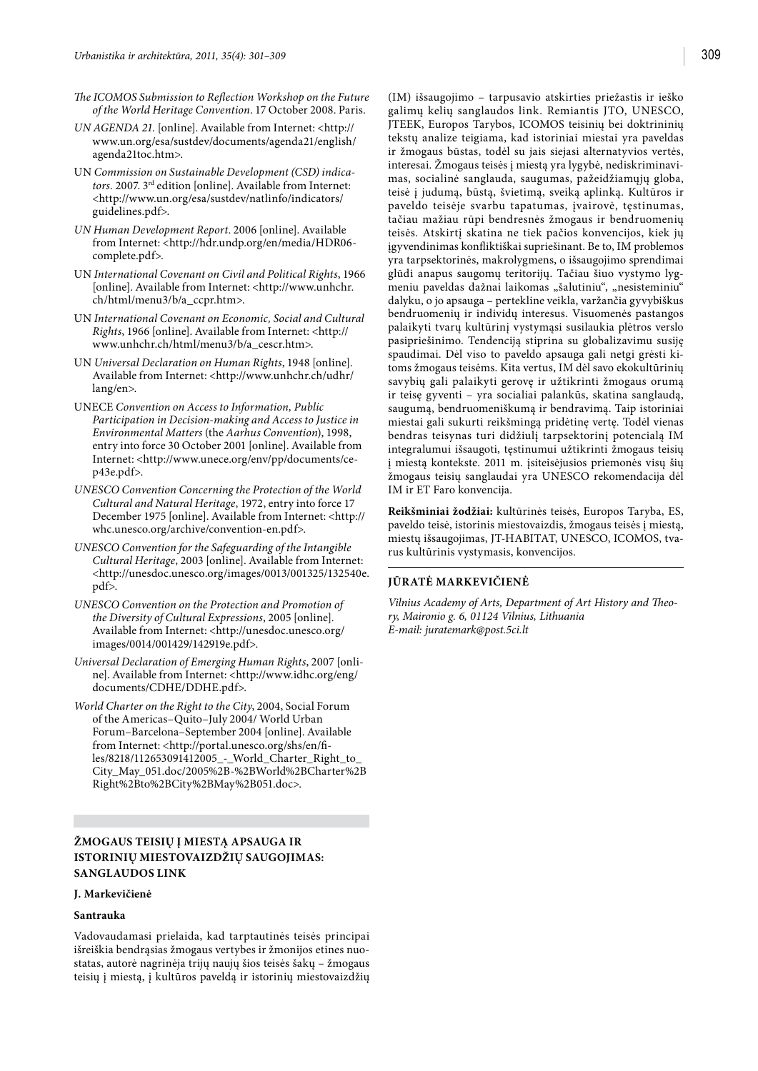*The ICOMOS Submission to Reflection Workshop on the Future of the World Heritage Convention*. 17 October 2008. Paris.

*UN AGENDA 21.* [online]. Available from Internet: <http://www.un.org/esa/sustdev/documents/agenda21/english/agenda21toc.htm>.

UN *Commission on Sustainable Development (CSD) indicators*. 2007. 3rd edition [online]. Available from Internet: <http://www.un.org/esa/sustdev/natlinfo/indicators/guidelines.pdf>.

*UN Human Development Report*. 2006 [online]. Available from Internet: <http://hdr.undp.org/en/media/HDR06-complete.pdf>.

UN *International Covenant on Civil and Political Rights*, 1966 [online]. Available from Internet: <http://www.unhchr.ch/html/menu3/b/a_ccpr.htm>.

UN *International Covenant on Economic, Social and Cultural Rights*, 1966 [online]. Available from Internet: <http://www.unhchr.ch/html/menu3/b/a_cescr.htm>.

UN *Universal Declaration on Human Rights*, 1948 [online]. Available from Internet: <http://www.unhchr.ch/udhr/lang/en>.

UNECE *Convention on Access to Information, Public Participation in Decision-making and Access to Justice in Environmental Matters* (the *Aarhus Convention*), 1998, entry into force 30 October 2001 [online]. Available from Internet: <http://www.unece.org/env/pp/documents/cep43e.pdf>.

*UNESCO Convention Concerning the Protection of the World Cultural and Natural Heritage*, 1972, entry into force 17 December 1975 [online]. Available from Internet: <http://whc.unesco.org/archive/convention-en.pdf>.

*UNESCO Convention for the Safeguarding of the Intangible Cultural Heritage*, 2003 [online]. Available from Internet: <http://unesdoc.unesco.org/images/0013/001325/132540e.pdf>.

*UNESCO Convention on the Protection and Promotion of the Diversity of Cultural Expressions*, 2005 [online]. Available from Internet: <http://unesdoc.unesco.org/images/0014/001429/142919e.pdf>.

*Universal Declaration of Emerging Human Rights*, 2007 [online]. Available from Internet: <http://www.idhc.org/eng/documents/CDHE/DDHE.pdf>.

*World Charter on the Right to the City*, 2004, Social Forum of the Americas–Quito–July 2004/ World Urban Forum–Barcelona–September 2004 [online]. Available from Internet: <http://portal.unesco.org/shs/en/files/8218/112653091412005_-_World_Charter_Right_to_City_May_051.doc/2005%2B-%2BWorld%2BCharter%2BRight%2Bto%2BCity%2BMay%2B051.doc>.

## ŽMOGAUS TEISIŲ Į MIESTĄ APSAUGA IR ISTORINIŲ MIESTOVAIZDŽIŲ SAUGOJIMAS: SANGLAUDOS LINK

**J. Markevičienė**

**Santrauka**

Vadovaudamasi prielaida, kad tarptautinės teisės principai išreiškia bendrąsias žmogaus vertybes ir žmonijos etines nuostatas, autorė nagrinėja trijų naujų šios teisės šakų – žmogaus teisių į miestą, į kultūros paveldą ir istorinių miestovaizdžių (IM) išsaugojimo – tarpusavio atskirties priežastis ir ieško galimų kelių sanglaudos link. Remiantis JTO, UNESCO, JTEEK, Europos Tarybos, ICOMOS teisinių bei doktrininių tekstų analize teigiama, kad istoriniai miestai yra paveldas ir žmogaus būstas, todėl su jais siejasi alternatyvios vertės, interesai. Žmogaus teisės į miestą yra lygybė, nediskriminavimas, socialinė sanglauda, saugumas, pažeidžiamųjų globa, teisė į judumą, būstą, švietimą, sveiką aplinką. Kultūros ir paveldo teisėje svarbu tapatumas, įvairovė, tęstinumas, tačiau mažiau rūpi bendresnės žmogaus ir bendruomenių teisės. Atskirtį skatina ne tiek pačios konvencijos, kiek jų įgyvendinimas konfliktiškai supriešinant. Be to, IM problemos yra tarpsektorinės, makrolygmens, o išsaugojimo sprendimai glūdi anapus saugomų teritorijų. Tačiau šiuo vystymo lygmeniu paveldas dažnai laikomas „šalutiniu", „nesisteminiu" dalyku, o jo apsauga – pertekline veikla, varžančia gyvybiškus bendruomenių ir individų interesus. Visuomenės pastangos palaikyti tvarų kultūrinį vystymąsi susilaukia plėtros verslo pasipriešinimo. Tendenciją stiprina su globalizavimu susiję spaudimai. Dėl viso to paveldo apsauga gali netgi grėsti kitoms žmogaus teisėms. Kita vertus, IM dėl savo ekokultūrinių savybių gali palaikyti gerovę ir užtikrinti žmogaus orumą ir teisę gyventi – yra socialiai palankūs, skatina sanglaudą, saugumą, bendruomeniškumą ir bendravimą. Taip istoriniai miestai gali sukurti reikšmingą pridėtinę vertę. Todėl vienas bendras teisynas turi didžiulį tarpsektorinį potencialą IM integralumui išsaugoti, tęstinumui užtikrinti žmogaus teisių į miestą kontekste. 2011 m. įsiteisėjusios priemonės visų šių žmogaus teisių sanglaudai yra UNESCO rekomendacija dėl IM ir ET Faro konvencija.

**Reikšminiai žodžiai:** kultūrinės teisės, Europos Taryba, ES, paveldo teisė, istorinis miestovaizdis, žmogaus teisės į miestą, miestų išsaugojimas, JT-HABITAT, UNESCO, ICOMOS, tvarus kultūrinis vystymasis, konvencijos.

**JŪRATĖ MARKEVIČIENĖ**

*Vilnius Academy of Arts, Department of Art History and Theory, Maironio g. 6, 01124 Vilnius, Lithuania*
*E-mail: juratemark@post.5ci.lt*